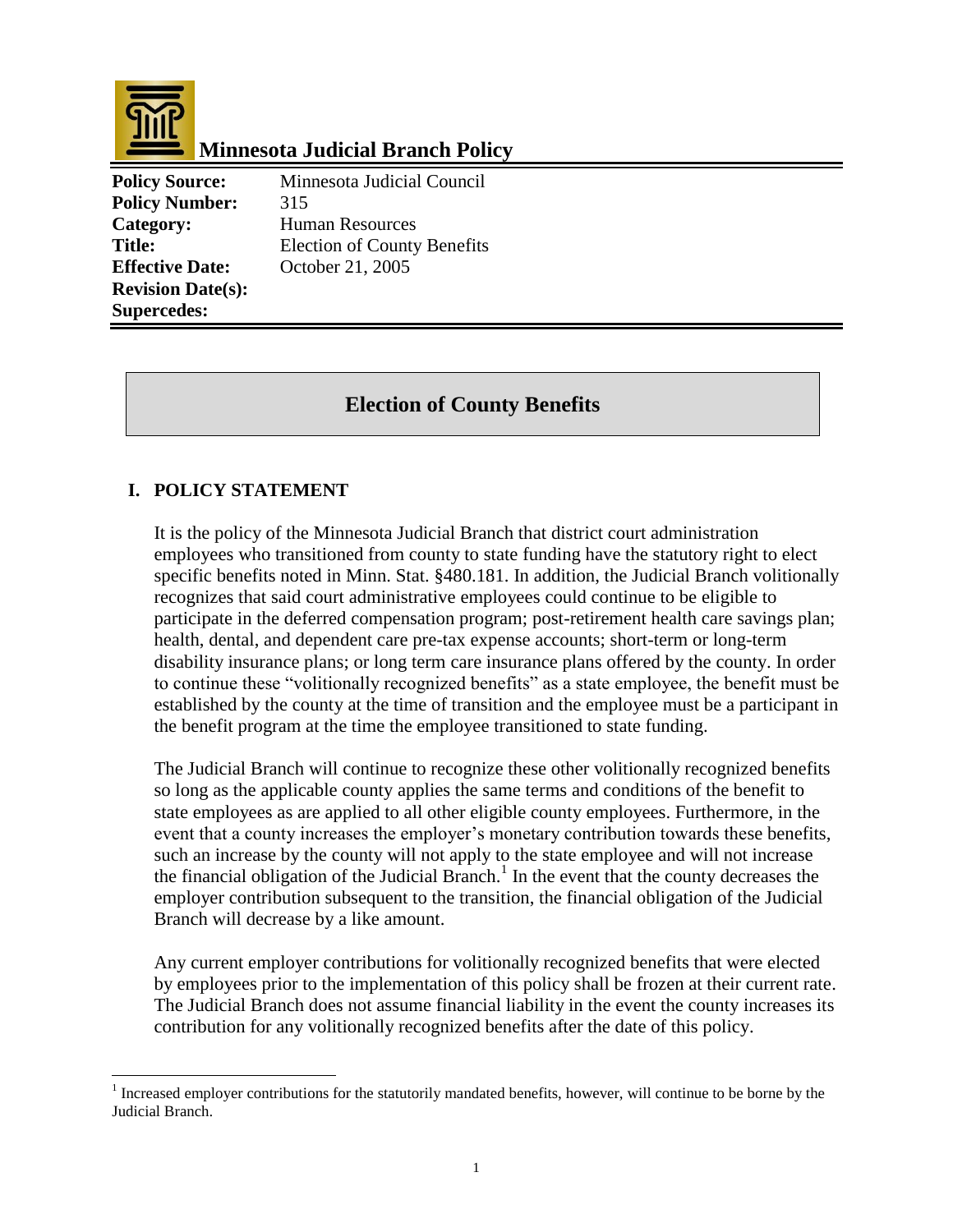# Minnesota Judicial Branch Policy

| | |
|---|---|
| **Policy Source:** | Minnesota Judicial Council |
| **Policy Number:** | 315 |
| **Category:** | Human Resources |
| **Title:** | Election of County Benefits |
| **Effective Date:** | October 21, 2005 |
| **Revision Date(s):** | |
| **Supercedes:** | |

## Election of County Benefits

### I. POLICY STATEMENT

It is the policy of the Minnesota Judicial Branch that district court administration employees who transitioned from county to state funding have the statutory right to elect specific benefits noted in Minn. Stat. §480.181. In addition, the Judicial Branch volitionally recognizes that said court administrative employees could continue to be eligible to participate in the deferred compensation program; post-retirement health care savings plan; health, dental, and dependent care pre-tax expense accounts; short-term or long-term disability insurance plans; or long term care insurance plans offered by the county. In order to continue these "volitionally recognized benefits" as a state employee, the benefit must be established by the county at the time of transition and the employee must be a participant in the benefit program at the time the employee transitioned to state funding.

The Judicial Branch will continue to recognize these other volitionally recognized benefits so long as the applicable county applies the same terms and conditions of the benefit to state employees as are applied to all other eligible county employees. Furthermore, in the event that a county increases the employer's monetary contribution towards these benefits, such an increase by the county will not apply to the state employee and will not increase the financial obligation of the Judicial Branch.[1] In the event that the county decreases the employer contribution subsequent to the transition, the financial obligation of the Judicial Branch will decrease by a like amount.

Any current employer contributions for volitionally recognized benefits that were elected by employees prior to the implementation of this policy shall be frozen at their current rate. The Judicial Branch does not assume financial liability in the event the county increases its contribution for any volitionally recognized benefits after the date of this policy.

---

[1] Increased employer contributions for the statutorily mandated benefits, however, will continue to be borne by the Judicial Branch.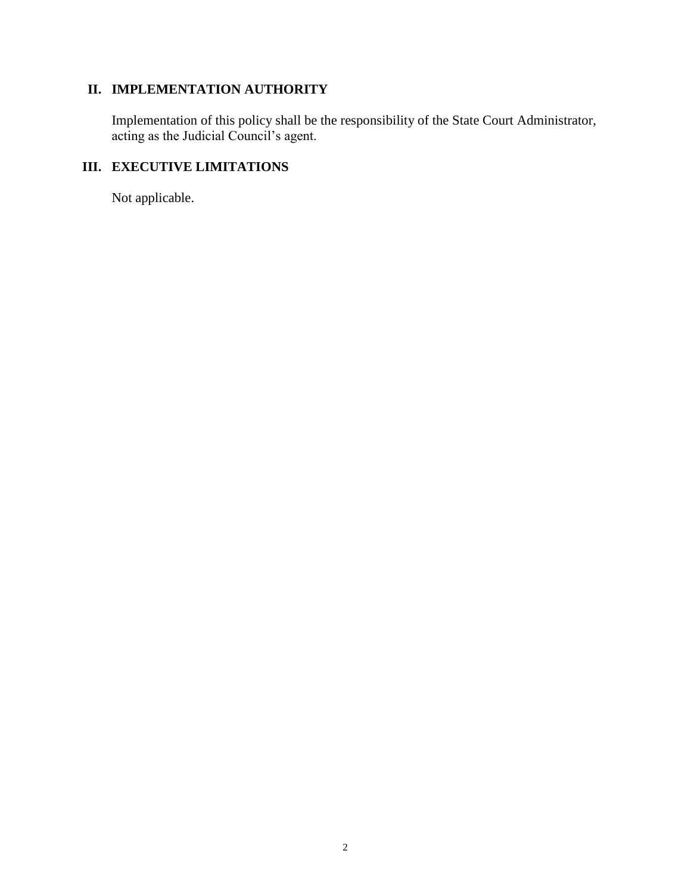## II. IMPLEMENTATION AUTHORITY

Implementation of this policy shall be the responsibility of the State Court Administrator, acting as the Judicial Council's agent.

## III. EXECUTIVE LIMITATIONS

Not applicable.